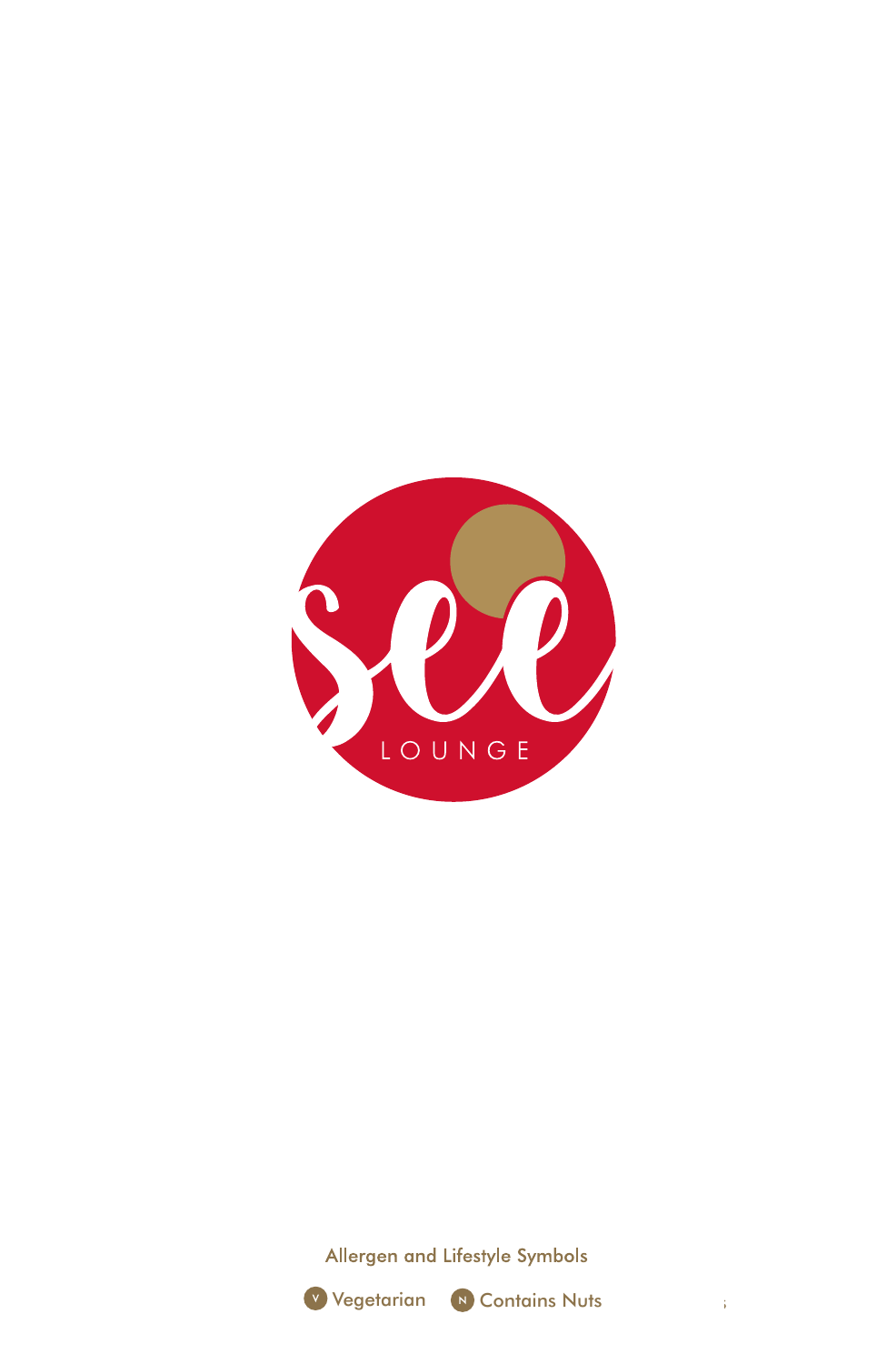see

LOUNGE

Allergen and Lifestyle Symbols

V Vegetarian N Contains Nuts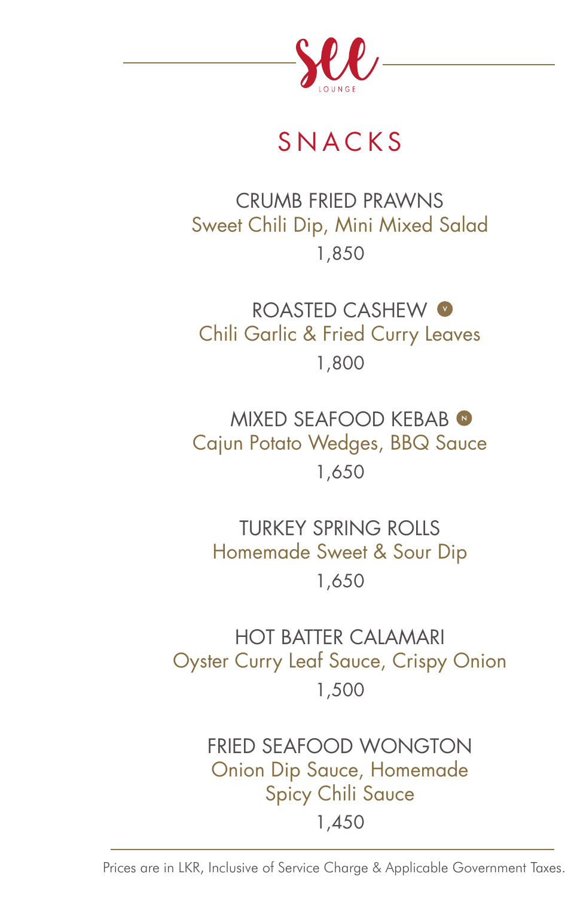See LOUNGE

# SNACKS

CRUMB FRIED PRAWNS
Sweet Chili Dip, Mini Mixed Salad
1,850

ROASTED CASHEW (V)
Chili Garlic & Fried Curry Leaves
1,800

MIXED SEAFOOD KEBAB (N)
Cajun Potato Wedges, BBQ Sauce
1,650

TURKEY SPRING ROLLS
Homemade Sweet & Sour Dip
1,650

HOT BATTER CALAMARI
Oyster Curry Leaf Sauce, Crispy Onion
1,500

FRIED SEAFOOD WONGTON
Onion Dip Sauce, Homemade Spicy Chili Sauce
1,450

Prices are in LKR, Inclusive of Service Charge & Applicable Government Taxes.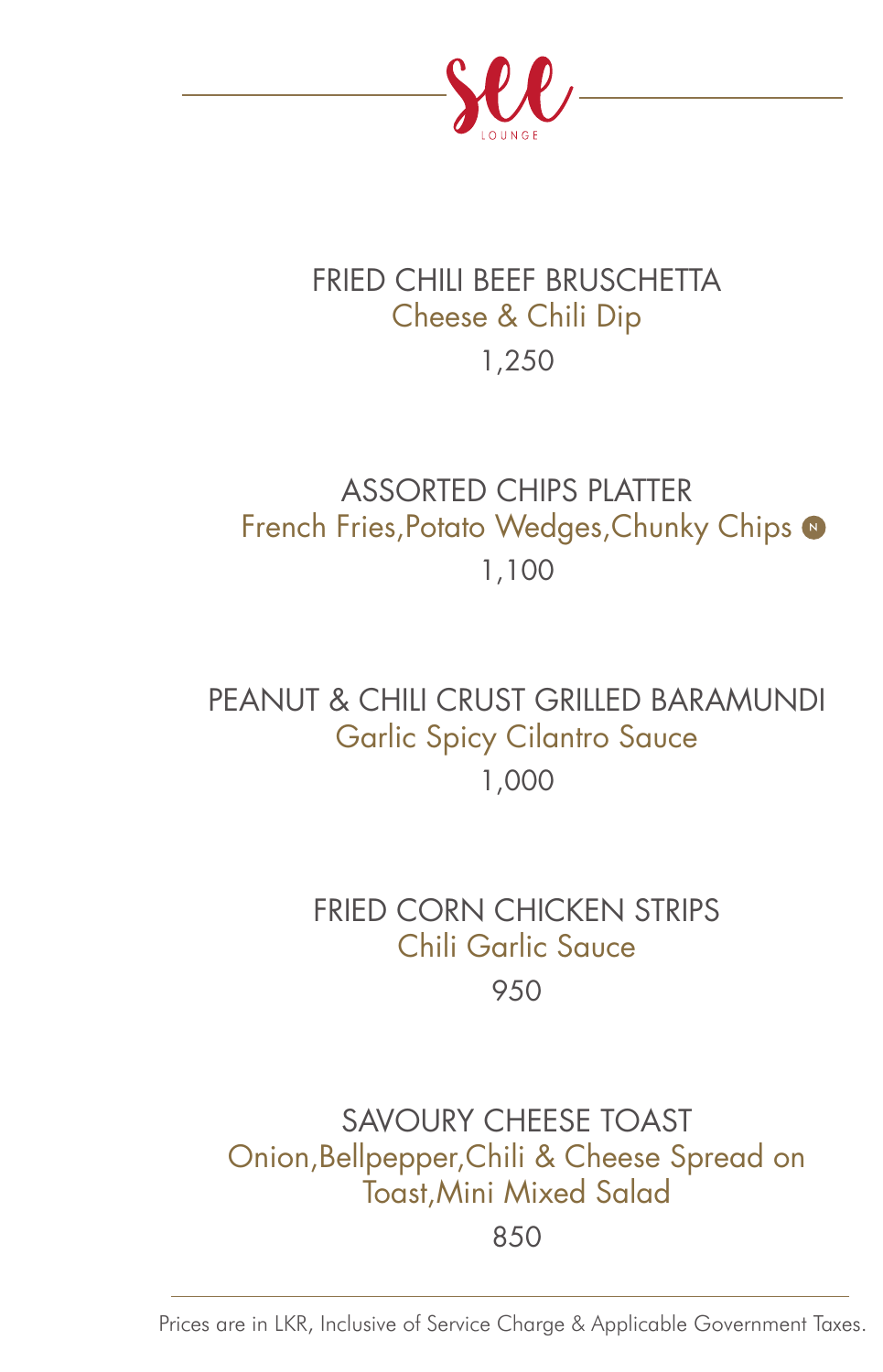# See Lounge

## FRIED CHILI BEEF BRUSCHETTA
Cheese & Chili Dip

1,250

## ASSORTED CHIPS PLATTER
French Fries,Potato Wedges,Chunky Chips (N)

1,100

## PEANUT & CHILI CRUST GRILLED BARAMUNDI
Garlic Spicy Cilantro Sauce

1,000

## FRIED CORN CHICKEN STRIPS
Chili Garlic Sauce

950

## SAVOURY CHEESE TOAST
Onion,Bellpepper,Chili & Cheese Spread on Toast,Mini Mixed Salad

850

---

Prices are in LKR, Inclusive of Service Charge & Applicable Government Taxes.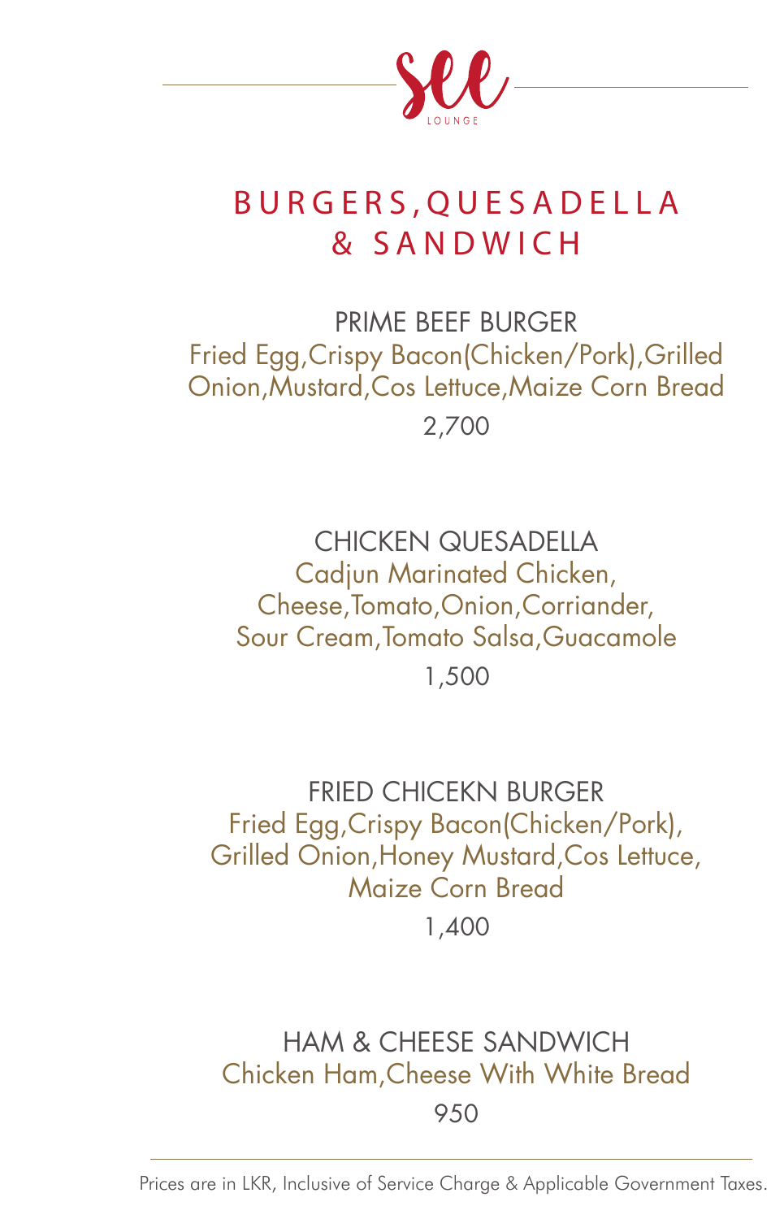see

LOUNGE

# BURGERS,QUESADELLA & SANDWICH

### PRIME BEEF BURGER

Fried Egg,Crispy Bacon(Chicken/Pork),Grilled Onion,Mustard,Cos Lettuce,Maize Corn Bread

2,700

### CHICKEN QUESADELLA

Cadjun Marinated Chicken, Cheese,Tomato,Onion,Corriander, Sour Cream,Tomato Salsa,Guacamole

1,500

### FRIED CHICEKN BURGER

Fried Egg,Crispy Bacon(Chicken/Pork), Grilled Onion,Honey Mustard,Cos Lettuce, Maize Corn Bread

1,400

### HAM & CHEESE SANDWICH

Chicken Ham,Cheese With White Bread

950

Prices are in LKR, Inclusive of Service Charge & Applicable Government Taxes.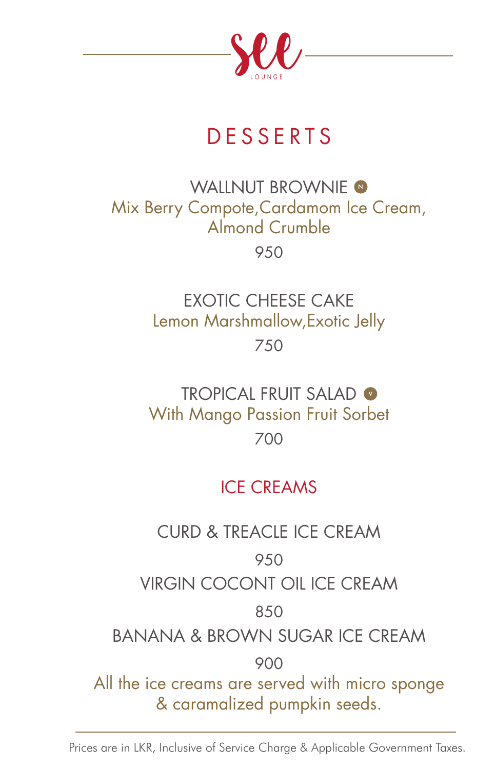# see LOUNGE

## DESSERTS

### WALLNUT BROWNIE (N)

Mix Berry Compote,Cardamom Ice Cream, Almond Crumble

950

### EXOTIC CHEESE CAKE

Lemon Marshmallow,Exotic Jelly

750

### TROPICAL FRUIT SALAD (V)

With Mango Passion Fruit Sorbet

700

## ICE CREAMS

CURD & TREACLE ICE CREAM

950

VIRGIN COCONT OIL ICE CREAM

850

BANANA & BROWN SUGAR ICE CREAM

900

All the ice creams are served with micro sponge & caramalized pumpkin seeds.

---

Prices are in LKR, Inclusive of Service Charge & Applicable Government Taxes.